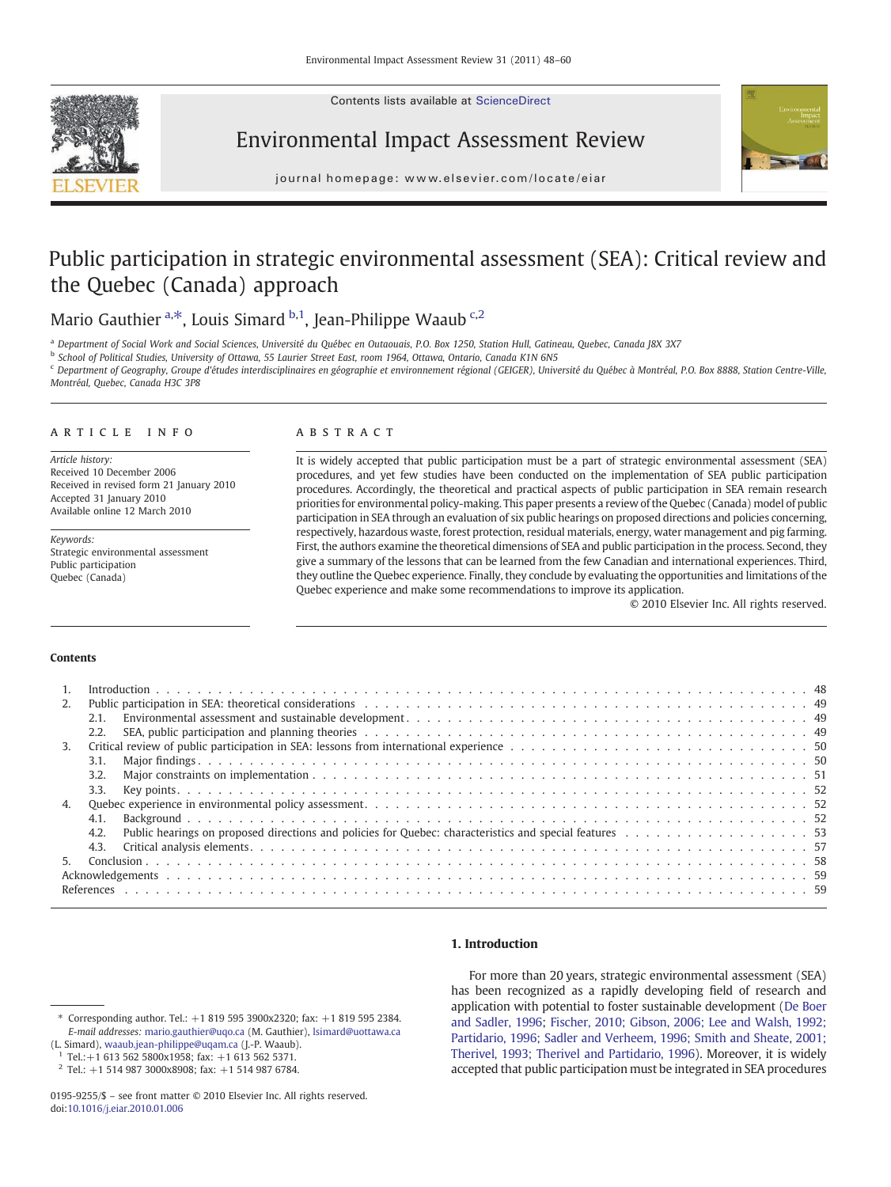# Public participation in strategic environmental assessment (SEA): Critical review and the Quebec (Canada) approach

Mario Gauthier [a,*], Louis Simard [b,1], Jean-Philippe Waaub [c,2]

[a] Department of Social Work and Social Sciences, Université du Québec en Outaouais, P.O. Box 1250, Station Hull, Gatineau, Quebec, Canada J8X 3X7
[b] School of Political Studies, University of Ottawa, 55 Laurier Street East, room 1964, Ottawa, Ontario, Canada K1N 6N5
[c] Department of Geography, Groupe d'études interdisciplinaires en géographie et environnement régional (GEIGER), Université du Québec à Montréal, P.O. Box 8888, Station Centre-Ville, Montréal, Quebec, Canada H3C 3P8

## ARTICLE INFO

*Article history:*
Received 10 December 2006
Received in revised form 21 January 2010
Accepted 31 January 2010
Available online 12 March 2010

*Keywords:*
Strategic environmental assessment
Public participation
Quebec (Canada)

## ABSTRACT

It is widely accepted that public participation must be a part of strategic environmental assessment (SEA) procedures, and yet few studies have been conducted on the implementation of SEA public participation procedures. Accordingly, the theoretical and practical aspects of public participation in SEA remain research priorities for environmental policy-making. This paper presents a review of the Quebec (Canada) model of public participation in SEA through an evaluation of six public hearings on proposed directions and policies concerning, respectively, hazardous waste, forest protection, residual materials, energy, water management and pig farming. First, the authors examine the theoretical dimensions of SEA and public participation in the process. Second, they give a summary of the lessons that can be learned from the few Canadian and international experiences. Third, they outline the Quebec experience. Finally, they conclude by evaluating the opportunities and limitations of the Quebec experience and make some recommendations to improve its application.

© 2010 Elsevier Inc. All rights reserved.

## Contents

1. Introduction . . . 48
2. Public participation in SEA: theoretical considerations . . . 49
   - 2.1. Environmental assessment and sustainable development . . . 49
   - 2.2. SEA, public participation and planning theories . . . 49
3. Critical review of public participation in SEA: lessons from international experience . . . 50
   - 3.1. Major findings . . . 50
   - 3.2. Major constraints on implementation . . . 51
   - 3.3. Key points . . . 52
4. Quebec experience in environmental policy assessment . . . 52
   - 4.1. Background . . . 52
   - 4.2. Public hearings on proposed directions and policies for Quebec: characteristics and special features . . . 53
   - 4.3. Critical analysis elements . . . 57
5. Conclusion . . . 58

Acknowledgements . . . 59
References . . . 59

## 1. Introduction

For more than 20 years, strategic environmental assessment (SEA) has been recognized as a rapidly developing field of research and application with potential to foster sustainable development (De Boer and Sadler, 1996; Fischer, 2010; Gibson, 2006; Lee and Walsh, 1992; Partidario, 1996; Sadler and Verheem, 1996; Smith and Sheate, 2001; Therivel, 1993; Therivel and Partidario, 1996). Moreover, it is widely accepted that public participation must be integrated in SEA procedures

---

\* Corresponding author. Tel.: +1 819 595 3900x2320; fax: +1 819 595 2384.
*E-mail addresses:* mario.gauthier@uqo.ca (M. Gauthier), lsimard@uottawa.ca (L. Simard), waaub.jean-philippe@uqam.ca (J.-P. Waaub).
[1] Tel.:+1 613 562 5800x1958; fax: +1 613 562 5371.
[2] Tel.: +1 514 987 3000x8908; fax: +1 514 987 6784.

0195-9255/$ – see front matter © 2010 Elsevier Inc. All rights reserved.
doi:10.1016/j.eiar.2010.01.006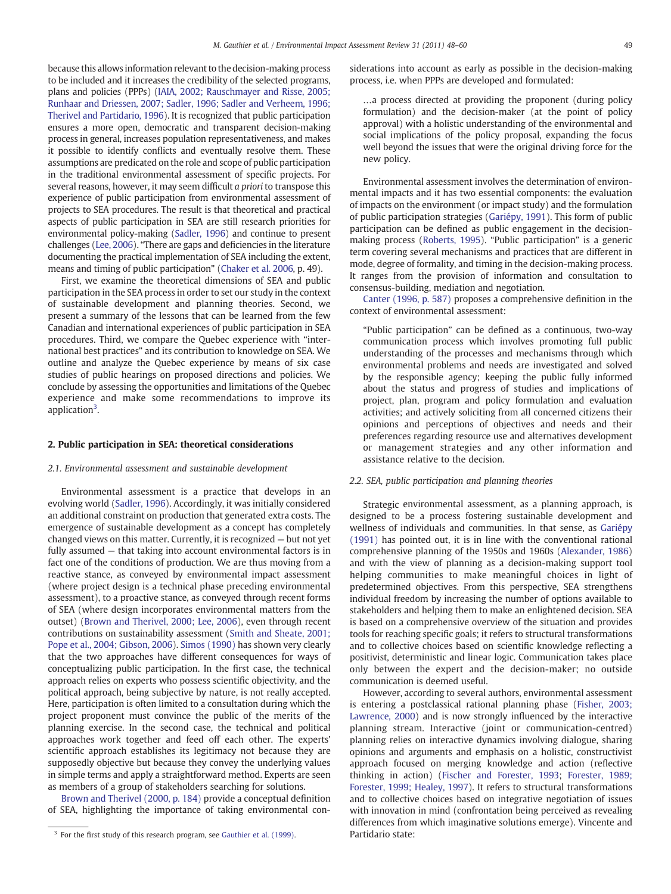because this allows information relevant to the decision-making process to be included and it increases the credibility of the selected programs, plans and policies (PPPs) (IAIA, 2002; Rauschmayer and Risse, 2005; Runhaar and Driessen, 2007; Sadler, 1996; Sadler and Verheem, 1996; Therivel and Partidario, 1996). It is recognized that public participation ensures a more open, democratic and transparent decision-making process in general, increases population representativeness, and makes it possible to identify conflicts and eventually resolve them. These assumptions are predicated on the role and scope of public participation in the traditional environmental assessment of specific projects. For several reasons, however, it may seem difficult *a priori* to transpose this experience of public participation from environmental assessment of projects to SEA procedures. The result is that theoretical and practical aspects of public participation in SEA are still research priorities for environmental policy-making (Sadler, 1996) and continue to present challenges (Lee, 2006). "There are gaps and deficiencies in the literature documenting the practical implementation of SEA including the extent, means and timing of public participation" (Chaker et al. 2006, p. 49).

First, we examine the theoretical dimensions of SEA and public participation in the SEA process in order to set our study in the context of sustainable development and planning theories. Second, we present a summary of the lessons that can be learned from the few Canadian and international experiences of public participation in SEA procedures. Third, we compare the Quebec experience with "international best practices" and its contribution to knowledge on SEA. We outline and analyze the Quebec experience by means of six case studies of public hearings on proposed directions and policies. We conclude by assessing the opportunities and limitations of the Quebec experience and make some recommendations to improve its application[3].

## 2. Public participation in SEA: theoretical considerations

### 2.1. Environmental assessment and sustainable development

Environmental assessment is a practice that develops in an evolving world (Sadler, 1996). Accordingly, it was initially considered an additional constraint on production that generated extra costs. The emergence of sustainable development as a concept has completely changed views on this matter. Currently, it is recognized — but not yet fully assumed — that taking into account environmental factors is in fact one of the conditions of production. We are thus moving from a reactive stance, as conveyed by environmental impact assessment (where project design is a technical phase preceding environmental assessment), to a proactive stance, as conveyed through recent forms of SEA (where design incorporates environmental matters from the outset) (Brown and Therivel, 2000; Lee, 2006), even through recent contributions on sustainability assessment (Smith and Sheate, 2001; Pope et al., 2004; Gibson, 2006). Simos (1990) has shown very clearly that the two approaches have different consequences for ways of conceptualizing public participation. In the first case, the technical approach relies on experts who possess scientific objectivity, and the political approach, being subjective by nature, is not really accepted. Here, participation is often limited to a consultation during which the project proponent must convince the public of the merits of the planning exercise. In the second case, the technical and political approaches work together and feed off each other. The experts' scientific approach establishes its legitimacy not because they are supposedly objective but because they convey the underlying values in simple terms and apply a straightforward method. Experts are seen as members of a group of stakeholders searching for solutions.

Brown and Therivel (2000, p. 184) provide a conceptual definition of SEA, highlighting the importance of taking environmental considerations into account as early as possible in the decision-making process, i.e. when PPPs are developed and formulated:

> …a process directed at providing the proponent (during policy formulation) and the decision-maker (at the point of policy approval) with a holistic understanding of the environmental and social implications of the policy proposal, expanding the focus well beyond the issues that were the original driving force for the new policy.

Environmental assessment involves the determination of environmental impacts and it has two essential components: the evaluation of impacts on the environment (or impact study) and the formulation of public participation strategies (Gariépy, 1991). This form of public participation can be defined as public engagement in the decision-making process (Roberts, 1995). "Public participation" is a generic term covering several mechanisms and practices that are different in mode, degree of formality, and timing in the decision-making process. It ranges from the provision of information and consultation to consensus-building, mediation and negotiation.

Canter (1996, p. 587) proposes a comprehensive definition in the context of environmental assessment:

> "Public participation" can be defined as a continuous, two-way communication process which involves promoting full public understanding of the processes and mechanisms through which environmental problems and needs are investigated and solved by the responsible agency; keeping the public fully informed about the status and progress of studies and implications of project, plan, program and policy formulation and evaluation activities; and actively soliciting from all concerned citizens their opinions and perceptions of objectives and needs and their preferences regarding resource use and alternatives development or management strategies and any other information and assistance relative to the decision.

### 2.2. SEA, public participation and planning theories

Strategic environmental assessment, as a planning approach, is designed to be a process fostering sustainable development and wellness of individuals and communities. In that sense, as Gariépy (1991) has pointed out, it is in line with the conventional rational comprehensive planning of the 1950s and 1960s (Alexander, 1986) and with the view of planning as a decision-making support tool helping communities to make meaningful choices in light of predetermined objectives. From this perspective, SEA strengthens individual freedom by increasing the number of options available to stakeholders and helping them to make an enlightened decision. SEA is based on a comprehensive overview of the situation and provides tools for reaching specific goals; it refers to structural transformations and to collective choices based on scientific knowledge reflecting a positivist, deterministic and linear logic. Communication takes place only between the expert and the decision-maker; no outside communication is deemed useful.

However, according to several authors, environmental assessment is entering a postclassical rational planning phase (Fisher, 2003; Lawrence, 2000) and is now strongly influenced by the interactive planning stream. Interactive (joint or communication-centred) planning relies on interactive dynamics involving dialogue, sharing opinions and arguments and emphasis on a holistic, constructivist approach focused on merging knowledge and action (reflective thinking in action) (Fischer and Forester, 1993; Forester, 1989; Forester, 1999; Healey, 1997). It refers to structural transformations and to collective choices based on integrative negotiation of issues with innovation in mind (confrontation being perceived as revealing differences from which imaginative solutions emerge). Vincente and Partidario state:

[3] For the first study of this research program, see Gauthier et al. (1999).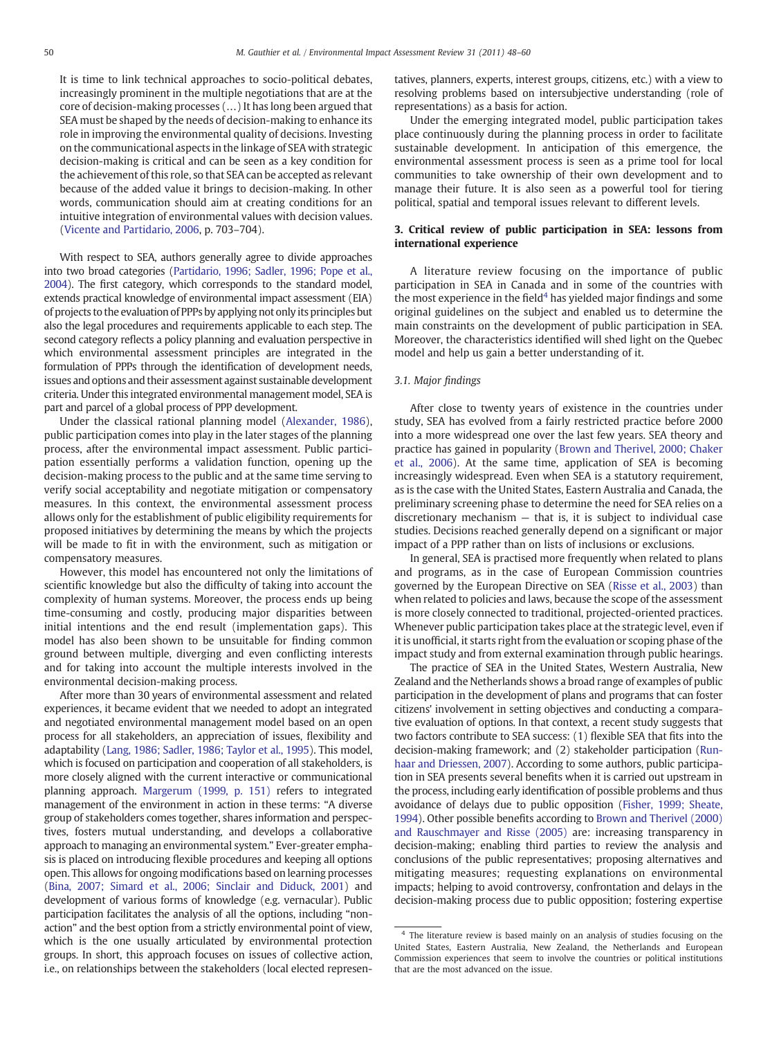> It is time to link technical approaches to socio-political debates, increasingly prominent in the multiple negotiations that are at the core of decision-making processes (…) It has long been argued that SEA must be shaped by the needs of decision-making to enhance its role in improving the environmental quality of decisions. Investing on the communicational aspects in the linkage of SEA with strategic decision-making is critical and can be seen as a key condition for the achievement of this role, so that SEA can be accepted as relevant because of the added value it brings to decision-making. In other words, communication should aim at creating conditions for an intuitive integration of environmental values with decision values. (Vicente and Partidario, 2006, p. 703–704).

With respect to SEA, authors generally agree to divide approaches into two broad categories (Partidario, 1996; Sadler, 1996; Pope et al., 2004). The first category, which corresponds to the standard model, extends practical knowledge of environmental impact assessment (EIA) of projects to the evaluation of PPPs by applying not only its principles but also the legal procedures and requirements applicable to each step. The second category reflects a policy planning and evaluation perspective in which environmental assessment principles are integrated in the formulation of PPPs through the identification of development needs, issues and options and their assessment against sustainable development criteria. Under this integrated environmental management model, SEA is part and parcel of a global process of PPP development.

Under the classical rational planning model (Alexander, 1986), public participation comes into play in the later stages of the planning process, after the environmental impact assessment. Public participation essentially performs a validation function, opening up the decision-making process to the public and at the same time serving to verify social acceptability and negotiate mitigation or compensatory measures. In this context, the environmental assessment process allows only for the establishment of public eligibility requirements for proposed initiatives by determining the means by which the projects will be made to fit in with the environment, such as mitigation or compensatory measures.

However, this model has encountered not only the limitations of scientific knowledge but also the difficulty of taking into account the complexity of human systems. Moreover, the process ends up being time-consuming and costly, producing major disparities between initial intentions and the end result (implementation gaps). This model has also been shown to be unsuitable for finding common ground between multiple, diverging and even conflicting interests and for taking into account the multiple interests involved in the environmental decision-making process.

After more than 30 years of environmental assessment and related experiences, it became evident that we needed to adopt an integrated and negotiated environmental management model based on an open process for all stakeholders, an appreciation of issues, flexibility and adaptability (Lang, 1986; Sadler, 1986; Taylor et al., 1995). This model, which is focused on participation and cooperation of all stakeholders, is more closely aligned with the current interactive or communicational planning approach. Margerum (1999, p. 151) refers to integrated management of the environment in action in these terms: "A diverse group of stakeholders comes together, shares information and perspectives, fosters mutual understanding, and develops a collaborative approach to managing an environmental system." Ever-greater emphasis is placed on introducing flexible procedures and keeping all options open. This allows for ongoing modifications based on learning processes (Bina, 2007; Simard et al., 2006; Sinclair and Diduck, 2001) and development of various forms of knowledge (e.g. vernacular). Public participation facilitates the analysis of all the options, including "non-action" and the best option from a strictly environmental point of view, which is the one usually articulated by environmental protection groups. In short, this approach focuses on issues of collective action, i.e., on relationships between the stakeholders (local elected representatives, planners, experts, interest groups, citizens, etc.) with a view to resolving problems based on intersubjective understanding (role of representations) as a basis for action.

Under the emerging integrated model, public participation takes place continuously during the planning process in order to facilitate sustainable development. In anticipation of this emergence, the environmental assessment process is seen as a prime tool for local communities to take ownership of their own development and to manage their future. It is also seen as a powerful tool for tiering political, spatial and temporal issues relevant to different levels.

## 3. Critical review of public participation in SEA: lessons from international experience

A literature review focusing on the importance of public participation in SEA in Canada and in some of the countries with the most experience in the field[4] has yielded major findings and some original guidelines on the subject and enabled us to determine the main constraints on the development of public participation in SEA. Moreover, the characteristics identified will shed light on the Quebec model and help us gain a better understanding of it.

### 3.1. Major findings

After close to twenty years of existence in the countries under study, SEA has evolved from a fairly restricted practice before 2000 into a more widespread one over the last few years. SEA theory and practice has gained in popularity (Brown and Therivel, 2000; Chaker et al., 2006). At the same time, application of SEA is becoming increasingly widespread. Even when SEA is a statutory requirement, as is the case with the United States, Eastern Australia and Canada, the preliminary screening phase to determine the need for SEA relies on a discretionary mechanism — that is, it is subject to individual case studies. Decisions reached generally depend on a significant or major impact of a PPP rather than on lists of inclusions or exclusions.

In general, SEA is practised more frequently when related to plans and programs, as in the case of European Commission countries governed by the European Directive on SEA (Risse et al., 2003) than when related to policies and laws, because the scope of the assessment is more closely connected to traditional, projected-oriented practices. Whenever public participation takes place at the strategic level, even if it is unofficial, it starts right from the evaluation or scoping phase of the impact study and from external examination through public hearings.

The practice of SEA in the United States, Western Australia, New Zealand and the Netherlands shows a broad range of examples of public participation in the development of plans and programs that can foster citizens' involvement in setting objectives and conducting a comparative evaluation of options. In that context, a recent study suggests that two factors contribute to SEA success: (1) flexible SEA that fits into the decision-making framework; and (2) stakeholder participation (Runhaar and Driessen, 2007). According to some authors, public participation in SEA presents several benefits when it is carried out upstream in the process, including early identification of possible problems and thus avoidance of delays due to public opposition (Fisher, 1999; Sheate, 1994). Other possible benefits according to Brown and Therivel (2000) and Rauschmayer and Risse (2005) are: increasing transparency in decision-making; enabling third parties to review the analysis and conclusions of the public representatives; proposing alternatives and mitigating measures; requesting explanations on environmental impacts; helping to avoid controversy, confrontation and delays in the decision-making process due to public opposition; fostering expertise

[4] The literature review is based mainly on an analysis of studies focusing on the United States, Eastern Australia, New Zealand, the Netherlands and European Commission experiences that seem to involve the countries or political institutions that are the most advanced on the issue.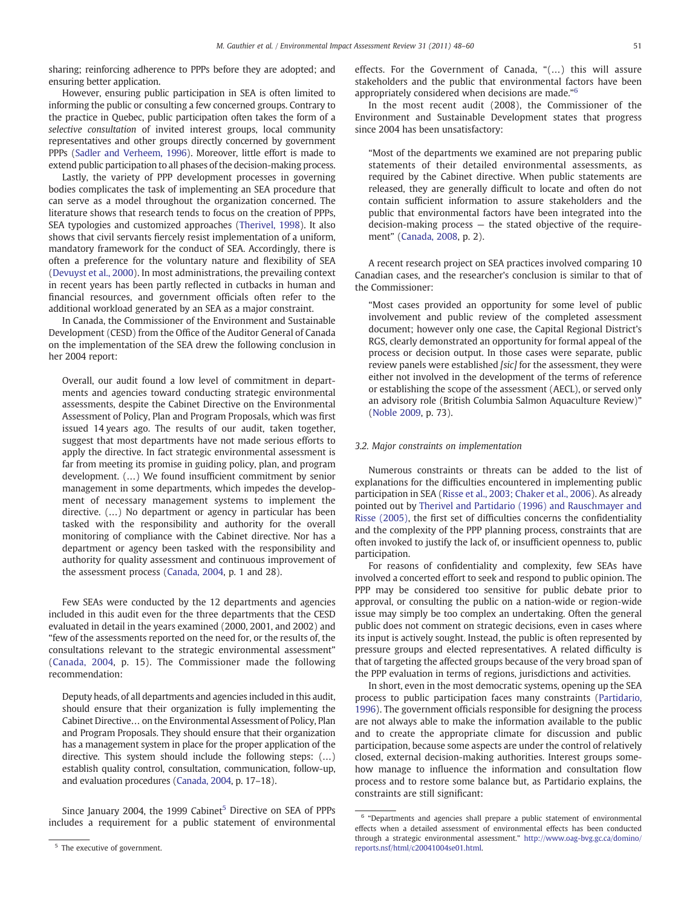sharing; reinforcing adherence to PPPs before they are adopted; and ensuring better application.

However, ensuring public participation in SEA is often limited to informing the public or consulting a few concerned groups. Contrary to the practice in Quebec, public participation often takes the form of a *selective consultation* of invited interest groups, local community representatives and other groups directly concerned by government PPPs (Sadler and Verheem, 1996). Moreover, little effort is made to extend public participation to all phases of the decision-making process.

Lastly, the variety of PPP development processes in governing bodies complicates the task of implementing an SEA procedure that can serve as a model throughout the organization concerned. The literature shows that research tends to focus on the creation of PPPs, SEA typologies and customized approaches (Therivel, 1998). It also shows that civil servants fiercely resist implementation of a uniform, mandatory framework for the conduct of SEA. Accordingly, there is often a preference for the voluntary nature and flexibility of SEA (Devuyst et al., 2000). In most administrations, the prevailing context in recent years has been partly reflected in cutbacks in human and financial resources, and government officials often refer to the additional workload generated by an SEA as a major constraint.

In Canada, the Commissioner of the Environment and Sustainable Development (CESD) from the Office of the Auditor General of Canada on the implementation of the SEA drew the following conclusion in her 2004 report:

> Overall, our audit found a low level of commitment in departments and agencies toward conducting strategic environmental assessments, despite the Cabinet Directive on the Environmental Assessment of Policy, Plan and Program Proposals, which was first issued 14 years ago. The results of our audit, taken together, suggest that most departments have not made serious efforts to apply the directive. In fact strategic environmental assessment is far from meeting its promise in guiding policy, plan, and program development. (…) We found insufficient commitment by senior management in some departments, which impedes the development of necessary management systems to implement the directive. (…) No department or agency in particular has been tasked with the responsibility and authority for the overall monitoring of compliance with the Cabinet directive. Nor has a department or agency been tasked with the responsibility and authority for quality assessment and continuous improvement of the assessment process (Canada, 2004, p. 1 and 28).

Few SEAs were conducted by the 12 departments and agencies included in this audit even for the three departments that the CESD evaluated in detail in the years examined (2000, 2001, and 2002) and "few of the assessments reported on the need for, or the results of, the consultations relevant to the strategic environmental assessment" (Canada, 2004, p. 15). The Commissioner made the following recommendation:

> Deputy heads, of all departments and agencies included in this audit, should ensure that their organization is fully implementing the Cabinet Directive… on the Environmental Assessment of Policy, Plan and Program Proposals. They should ensure that their organization has a management system in place for the proper application of the directive. This system should include the following steps: (…) establish quality control, consultation, communication, follow-up, and evaluation procedures (Canada, 2004, p. 17–18).

Since January 2004, the 1999 Cabinet[5] Directive on SEA of PPPs includes a requirement for a public statement of environmental effects. For the Government of Canada, "(…) this will assure stakeholders and the public that environmental factors have been appropriately considered when decisions are made."[6]

In the most recent audit (2008), the Commissioner of the Environment and Sustainable Development states that progress since 2004 has been unsatisfactory:

> "Most of the departments we examined are not preparing public statements of their detailed environmental assessments, as required by the Cabinet directive. When public statements are released, they are generally difficult to locate and often do not contain sufficient information to assure stakeholders and the public that environmental factors have been integrated into the decision-making process — the stated objective of the requirement" (Canada, 2008, p. 2).

A recent research project on SEA practices involved comparing 10 Canadian cases, and the researcher's conclusion is similar to that of the Commissioner:

> "Most cases provided an opportunity for some level of public involvement and public review of the completed assessment document; however only one case, the Capital Regional District's RGS, clearly demonstrated an opportunity for formal appeal of the process or decision output. In those cases were separate, public review panels were established *[sic]* for the assessment, they were either not involved in the development of the terms of reference or establishing the scope of the assessment (AECL), or served only an advisory role (British Columbia Salmon Aquaculture Review)" (Noble 2009, p. 73).

### 3.2. Major constraints on implementation

Numerous constraints or threats can be added to the list of explanations for the difficulties encountered in implementing public participation in SEA (Risse et al., 2003; Chaker et al., 2006). As already pointed out by Therivel and Partidario (1996) and Rauschmayer and Risse (2005), the first set of difficulties concerns the confidentiality and the complexity of the PPP planning process, constraints that are often invoked to justify the lack of, or insufficient openness to, public participation.

For reasons of confidentiality and complexity, few SEAs have involved a concerted effort to seek and respond to public opinion. The PPP may be considered too sensitive for public debate prior to approval, or consulting the public on a nation-wide or region-wide issue may simply be too complex an undertaking. Often the general public does not comment on strategic decisions, even in cases where its input is actively sought. Instead, the public is often represented by pressure groups and elected representatives. A related difficulty is that of targeting the affected groups because of the very broad span of the PPP evaluation in terms of regions, jurisdictions and activities.

In short, even in the most democratic systems, opening up the SEA process to public participation faces many constraints (Partidario, 1996). The government officials responsible for designing the process are not always able to make the information available to the public and to create the appropriate climate for discussion and public participation, because some aspects are under the control of relatively closed, external decision-making authorities. Interest groups somehow manage to influence the information and consultation flow process and to restore some balance but, as Partidario explains, the constraints are still significant:

---

[5] The executive of government.

[6] "Departments and agencies shall prepare a public statement of environmental effects when a detailed assessment of environmental effects has been conducted through a strategic environmental assessment." http://www.oag-bvg.gc.ca/domino/reports.nsf/html/c20041004se01.html.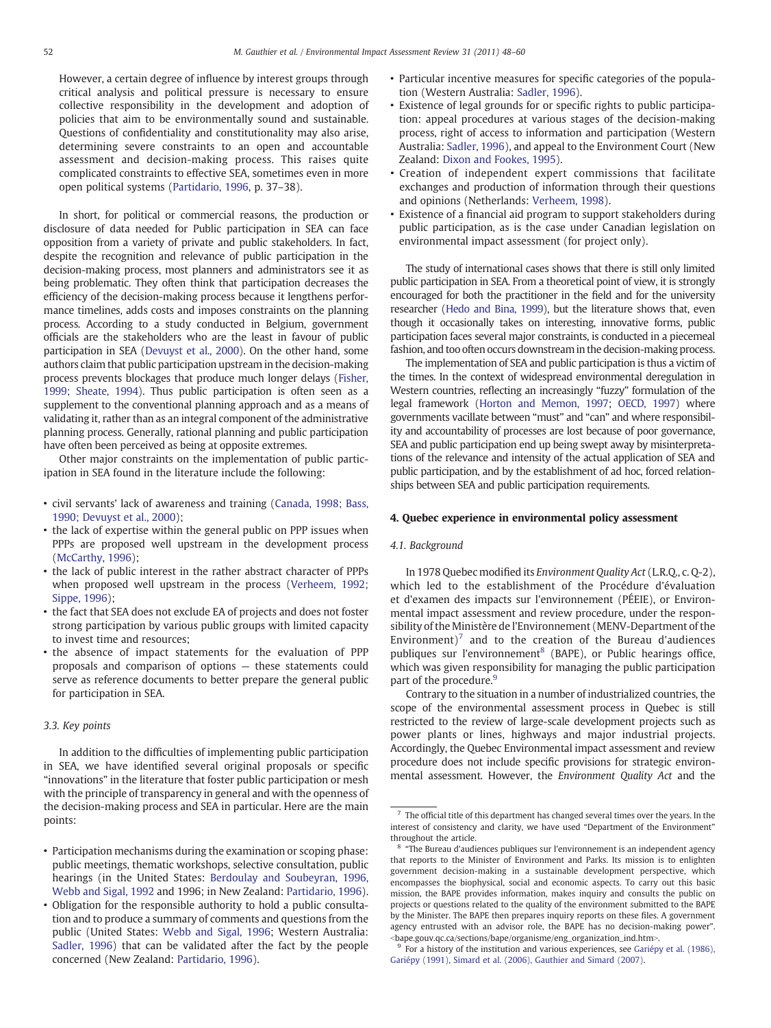However, a certain degree of influence by interest groups through critical analysis and political pressure is necessary to ensure collective responsibility in the development and adoption of policies that aim to be environmentally sound and sustainable. Questions of confidentiality and constitutionality may also arise, determining severe constraints to an open and accountable assessment and decision-making process. This raises quite complicated constraints to effective SEA, sometimes even in more open political systems (Partidario, 1996, p. 37–38).

In short, for political or commercial reasons, the production or disclosure of data needed for Public participation in SEA can face opposition from a variety of private and public stakeholders. In fact, despite the recognition and relevance of public participation in the decision-making process, most planners and administrators see it as being problematic. They often think that participation decreases the efficiency of the decision-making process because it lengthens performance timelines, adds costs and imposes constraints on the planning process. According to a study conducted in Belgium, government officials are the stakeholders who are the least in favour of public participation in SEA (Devuyst et al., 2000). On the other hand, some authors claim that public participation upstream in the decision-making process prevents blockages that produce much longer delays (Fisher, 1999; Sheate, 1994). Thus public participation is often seen as a supplement to the conventional planning approach and as a means of validating it, rather than as an integral component of the administrative planning process. Generally, rational planning and public participation have often been perceived as being at opposite extremes.

Other major constraints on the implementation of public participation in SEA found in the literature include the following:

- civil servants' lack of awareness and training (Canada, 1998; Bass, 1990; Devuyst et al., 2000);
- the lack of expertise within the general public on PPP issues when PPPs are proposed well upstream in the development process (McCarthy, 1996);
- the lack of public interest in the rather abstract character of PPPs when proposed well upstream in the process (Verheem, 1992; Sippe, 1996);
- the fact that SEA does not exclude EA of projects and does not foster strong participation by various public groups with limited capacity to invest time and resources;
- the absence of impact statements for the evaluation of PPP proposals and comparison of options — these statements could serve as reference documents to better prepare the general public for participation in SEA.

### 3.3. Key points

In addition to the difficulties of implementing public participation in SEA, we have identified several original proposals or specific "innovations" in the literature that foster public participation or mesh with the principle of transparency in general and with the openness of the decision-making process and SEA in particular. Here are the main points:

- Participation mechanisms during the examination or scoping phase: public meetings, thematic workshops, selective consultation, public hearings (in the United States: Berdoulay and Soubeyran, 1996, Webb and Sigal, 1992 and 1996; in New Zealand: Partidario, 1996).
- Obligation for the responsible authority to hold a public consultation and to produce a summary of comments and questions from the public (United States: Webb and Sigal, 1996; Western Australia: Sadler, 1996) that can be validated after the fact by the people concerned (New Zealand: Partidario, 1996).
- Particular incentive measures for specific categories of the population (Western Australia: Sadler, 1996).
- Existence of legal grounds for or specific rights to public participation: appeal procedures at various stages of the decision-making process, right of access to information and participation (Western Australia: Sadler, 1996), and appeal to the Environment Court (New Zealand: Dixon and Fookes, 1995).
- Creation of independent expert commissions that facilitate exchanges and production of information through their questions and opinions (Netherlands: Verheem, 1998).
- Existence of a financial aid program to support stakeholders during public participation, as is the case under Canadian legislation on environmental impact assessment (for project only).

The study of international cases shows that there is still only limited public participation in SEA. From a theoretical point of view, it is strongly encouraged for both the practitioner in the field and for the university researcher (Hedo and Bina, 1999), but the literature shows that, even though it occasionally takes on interesting, innovative forms, public participation faces several major constraints, is conducted in a piecemeal fashion, and too often occurs downstream in the decision-making process.

The implementation of SEA and public participation is thus a victim of the times. In the context of widespread environmental deregulation in Western countries, reflecting an increasingly "fuzzy" formulation of the legal framework (Horton and Memon, 1997; OECD, 1997) where governments vacillate between "must" and "can" and where responsibility and accountability of processes are lost because of poor governance, SEA and public participation end up being swept away by misinterpretations of the relevance and intensity of the actual application of SEA and public participation, and by the establishment of ad hoc, forced relationships between SEA and public participation requirements.

## 4. Quebec experience in environmental policy assessment

### 4.1. Background

In 1978 Quebec modified its *Environment Quality Act* (L.R.Q., c. Q-2), which led to the establishment of the Procédure d'évaluation et d'examen des impacts sur l'environnement (PÉEIE), or Environmental impact assessment and review procedure, under the responsibility of the Ministère de l'Environnement (MENV-Department of the Environment)[7] and to the creation of the Bureau d'audiences publiques sur l'environnement[8] (BAPE), or Public hearings office, which was given responsibility for managing the public participation part of the procedure.[9]

Contrary to the situation in a number of industrialized countries, the scope of the environmental assessment process in Quebec is still restricted to the review of large-scale development projects such as power plants or lines, highways and major industrial projects. Accordingly, the Quebec Environmental impact assessment and review procedure does not include specific provisions for strategic environmental assessment. However, the *Environment Quality Act* and the

---

[7] The official title of this department has changed several times over the years. In the interest of consistency and clarity, we have used "Department of the Environment" throughout the article.

[8] "The Bureau d'audiences publiques sur l'environnement is an independent agency that reports to the Minister of Environment and Parks. Its mission is to enlighten government decision-making in a sustainable development perspective, which encompasses the biophysical, social and economic aspects. To carry out this basic mission, the BAPE provides information, makes inquiry and consults the public on projects or questions related to the quality of the environment submitted to the BAPE by the Minister. The BAPE then prepares inquiry reports on these files. A government agency entrusted with an advisor role, the BAPE has no decision-making power". <bape.gouv.qc.ca/sections/bape/organisme/eng_organization_ind.htm>.

[9] For a history of the institution and various experiences, see Gariépy et al. (1986), Gariépy (1991), Simard et al. (2006), Gauthier and Simard (2007).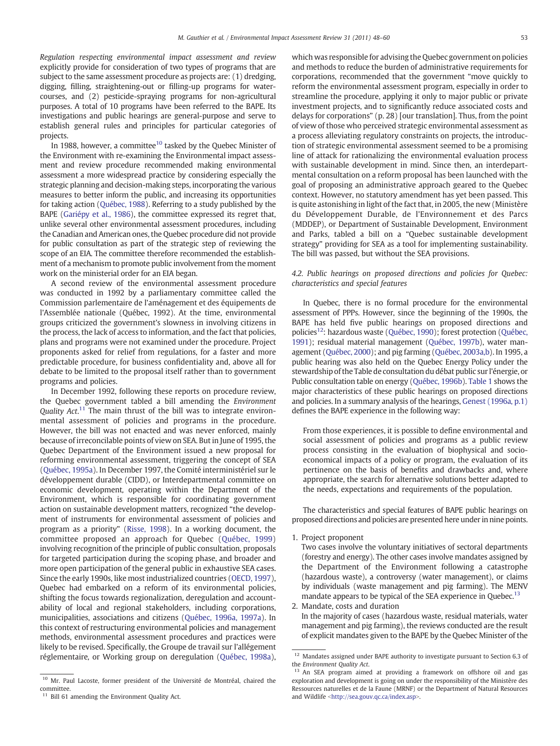*Regulation respecting environmental impact assessment and review* explicitly provide for consideration of two types of programs that are subject to the same assessment procedure as projects are: (1) dredging, digging, filling, straightening-out or filling-up programs for watercourses, and (2) pesticide-spraying programs for non-agricultural purposes. A total of 10 programs have been referred to the BAPE. Its investigations and public hearings are general-purpose and serve to establish general rules and principles for particular categories of projects.

In 1988, however, a committee[10] tasked by the Quebec Minister of the Environment with re-examining the Environmental impact assessment and review procedure recommended making environmental assessment a more widespread practice by considering especially the strategic planning and decision-making steps, incorporating the various measures to better inform the public, and increasing its opportunities for taking action (Québec, 1988). Referring to a study published by the BAPE (Gariépy et al., 1986), the committee expressed its regret that, unlike several other environmental assessment procedures, including the Canadian and American ones, the Quebec procedure did not provide for public consultation as part of the strategic step of reviewing the scope of an EIA. The committee therefore recommended the establishment of a mechanism to promote public involvement from the moment work on the ministerial order for an EIA began.

A second review of the environmental assessment procedure was conducted in 1992 by a parliamentary committee called the Commission parlementaire de l'aménagement et des équipements de l'Assemblée nationale (Québec, 1992). At the time, environmental groups criticized the government's slowness in involving citizens in the process, the lack of access to information, and the fact that policies, plans and programs were not examined under the procedure. Project proponents asked for relief from regulations, for a faster and more predictable procedure, for business confidentiality and, above all for debate to be limited to the proposal itself rather than to government programs and policies.

In December 1992, following these reports on procedure review, the Quebec government tabled a bill amending the *Environment Quality Act*.[11] The main thrust of the bill was to integrate environmental assessment of policies and programs in the procedure. However, the bill was not enacted and was never enforced, mainly because of irreconcilable points of view on SEA. But in June of 1995, the Quebec Department of the Environment issued a new proposal for reforming environmental assessment, triggering the concept of SEA (Québec, 1995a). In December 1997, the Comité interministériel sur le développement durable (CIDD), or Interdepartmental committee on economic development, operating within the Department of the Environment, which is responsible for coordinating government action on sustainable development matters, recognized "the development of instruments for environmental assessment of policies and program as a priority" (Risse, 1998). In a working document, the committee proposed an approach for Quebec (Québec, 1999) involving recognition of the principle of public consultation, proposals for targeted participation during the scoping phase, and broader and more open participation of the general public in exhaustive SEA cases. Since the early 1990s, like most industrialized countries (OECD, 1997), Quebec had embarked on a reform of its environmental policies, shifting the focus towards regionalization, deregulation and accountability of local and regional stakeholders, including corporations, municipalities, associations and citizens (Québec, 1996a, 1997a). In this context of restructuring environmental policies and management methods, environmental assessment procedures and practices were likely to be revised. Specifically, the Groupe de travail sur l'allégement réglementaire, or Working group on deregulation (Québec, 1998a), which was responsible for advising the Quebec government on policies and methods to reduce the burden of administrative requirements for corporations, recommended that the government "move quickly to reform the environmental assessment program, especially in order to streamline the procedure, applying it only to major public or private investment projects, and to significantly reduce associated costs and delays for corporations" (p. 28) [our translation]. Thus, from the point of view of those who perceived strategic environmental assessment as a process alleviating regulatory constraints on projects, the introduction of strategic environmental assessment seemed to be a promising line of attack for rationalizing the environmental evaluation process with sustainable development in mind. Since then, an interdepartmental consultation on a reform proposal has been launched with the goal of proposing an administrative approach geared to the Quebec context. However, no statutory amendment has yet been passed. This is quite astonishing in light of the fact that, in 2005, the new (Ministère du Développement Durable, de l'Environnement et des Parcs (MDDEP), or Department of Sustainable Development, Environment and Parks, tabled a bill on a "Quebec sustainable development strategy" providing for SEA as a tool for implementing sustainability. The bill was passed, but without the SEA provisions.

### 4.2. Public hearings on proposed directions and policies for Quebec: characteristics and special features

In Quebec, there is no formal procedure for the environmental assessment of PPPs. However, since the beginning of the 1990s, the BAPE has held five public hearings on proposed directions and policies[12]: hazardous waste (Québec, 1990); forest protection (Québec, 1991); residual material management (Québec, 1997b), water management (Québec, 2000); and pig farming (Québec, 2003a,b). In 1995, a public hearing was also held on the Quebec Energy Policy under the stewardship of the Table de consultation du débat public sur l'énergie, or Public consultation table on energy (Québec, 1996b). Table 1 shows the major characteristics of these public hearings on proposed directions and policies. In a summary analysis of the hearings, Genest (1996a, p.1) defines the BAPE experience in the following way:

> From those experiences, it is possible to define environmental and social assessment of policies and programs as a public review process consisting in the evaluation of biophysical and socio-economical impacts of a policy or program, the evaluation of its pertinence on the basis of benefits and drawbacks and, where appropriate, the search for alternative solutions better adapted to the needs, expectations and requirements of the population.

The characteristics and special features of BAPE public hearings on proposed directions and policies are presented here under in nine points.

1. Project proponent
   Two cases involve the voluntary initiatives of sectoral departments (forestry and energy). The other cases involve mandates assigned by the Department of the Environment following a catastrophe (hazardous waste), a controversy (water management), or claims by individuals (waste management and pig farming). The MENV mandate appears to be typical of the SEA experience in Quebec.[13]
2. Mandate, costs and duration
   In the majority of cases (hazardous waste, residual materials, water management and pig farming), the reviews conducted are the result of explicit mandates given to the BAPE by the Quebec Minister of the

---

[10] Mr. Paul Lacoste, former president of the Université de Montréal, chaired the committee.

[11] Bill 61 amending the Environment Quality Act.

[12] Mandates assigned under BAPE authority to investigate pursuant to Section 6.3 of the *Environment Quality Act*.

[13] An SEA program aimed at providing a framework on offshore oil and gas exploration and development is going on under the responsibility of the Ministère des Ressources naturelles et de la Faune (MRNF) or the Department of Natural Resources and Wildlife <http://sea.gouv.qc.ca/index.asp>.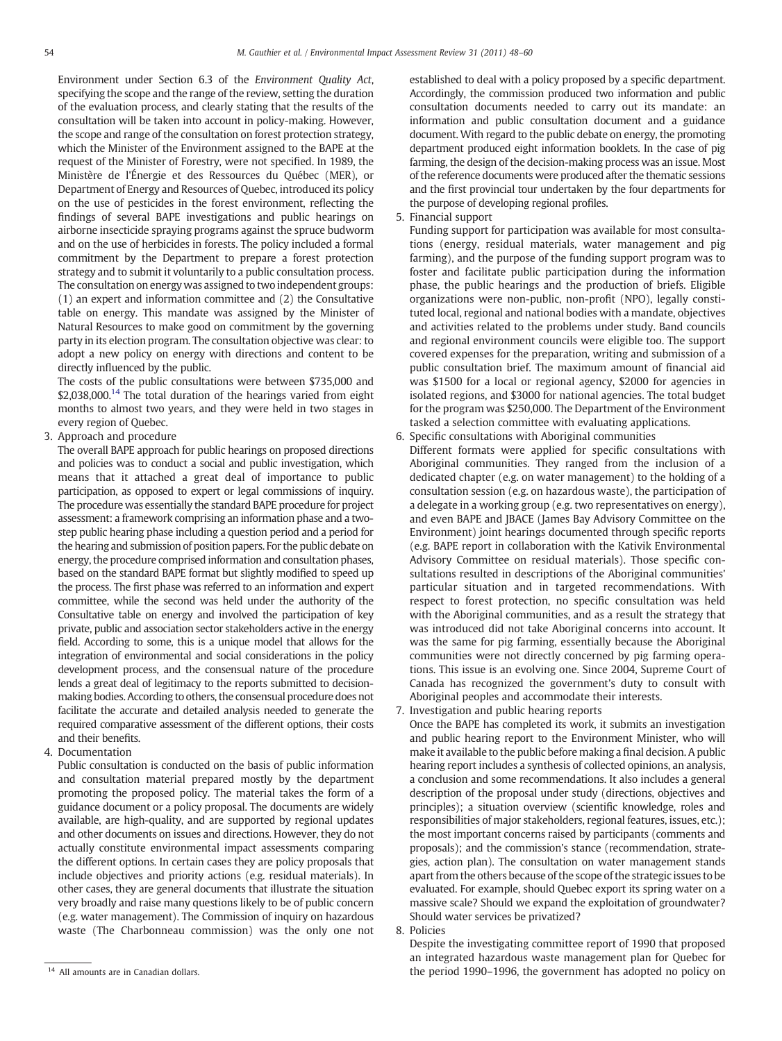Environment under Section 6.3 of the *Environment Quality Act*, specifying the scope and the range of the review, setting the duration of the evaluation process, and clearly stating that the results of the consultation will be taken into account in policy-making. However, the scope and range of the consultation on forest protection strategy, which the Minister of the Environment assigned to the BAPE at the request of the Minister of Forestry, were not specified. In 1989, the Ministère de l'Énergie et des Ressources du Québec (MER), or Department of Energy and Resources of Quebec, introduced its policy on the use of pesticides in the forest environment, reflecting the findings of several BAPE investigations and public hearings on airborne insecticide spraying programs against the spruce budworm and on the use of herbicides in forests. The policy included a formal commitment by the Department to prepare a forest protection strategy and to submit it voluntarily to a public consultation process. The consultation on energy was assigned to two independent groups: (1) an expert and information committee and (2) the Consultative table on energy. This mandate was assigned by the Minister of Natural Resources to make good on commitment by the governing party in its election program. The consultation objective was clear: to adopt a new policy on energy with directions and content to be directly influenced by the public.

The costs of the public consultations were between \$735,000 and \$2,038,000.[14] The total duration of the hearings varied from eight months to almost two years, and they were held in two stages in every region of Quebec.

3. Approach and procedure

   The overall BAPE approach for public hearings on proposed directions and policies was to conduct a social and public investigation, which means that it attached a great deal of importance to public participation, as opposed to expert or legal commissions of inquiry. The procedure was essentially the standard BAPE procedure for project assessment: a framework comprising an information phase and a two-step public hearing phase including a question period and a period for the hearing and submission of position papers. For the public debate on energy, the procedure comprised information and consultation phases, based on the standard BAPE format but slightly modified to speed up the process. The first phase was referred to an information and expert committee, while the second was held under the authority of the Consultative table on energy and involved the participation of key private, public and association sector stakeholders active in the energy field. According to some, this is a unique model that allows for the integration of environmental and social considerations in the policy development process, and the consensual nature of the procedure lends a great deal of legitimacy to the reports submitted to decision-making bodies. According to others, the consensual procedure does not facilitate the accurate and detailed analysis needed to generate the required comparative assessment of the different options, their costs and their benefits.

4. Documentation

   Public consultation is conducted on the basis of public information and consultation material prepared mostly by the department promoting the proposed policy. The material takes the form of a guidance document or a policy proposal. The documents are widely available, are high-quality, and are supported by regional updates and other documents on issues and directions. However, they do not actually constitute environmental impact assessments comparing the different options. In certain cases they are policy proposals that include objectives and priority actions (e.g. residual materials). In other cases, they are general documents that illustrate the situation very broadly and raise many questions likely to be of public concern (e.g. water management). The Commission of inquiry on hazardous waste (The Charbonneau commission) was the only one not established to deal with a policy proposed by a specific department. Accordingly, the commission produced two information and public consultation documents needed to carry out its mandate: an information and public consultation document and a guidance document. With regard to the public debate on energy, the promoting department produced eight information booklets. In the case of pig farming, the design of the decision-making process was an issue. Most of the reference documents were produced after the thematic sessions and the first provincial tour undertaken by the four departments for the purpose of developing regional profiles.

5. Financial support

   Funding support for participation was available for most consultations (energy, residual materials, water management and pig farming), and the purpose of the funding support program was to foster and facilitate public participation during the information phase, the public hearings and the production of briefs. Eligible organizations were non-public, non-profit (NPO), legally constituted local, regional and national bodies with a mandate, objectives and activities related to the problems under study. Band councils and regional environment councils were eligible too. The support covered expenses for the preparation, writing and submission of a public consultation brief. The maximum amount of financial aid was \$1500 for a local or regional agency, \$2000 for agencies in isolated regions, and \$3000 for national agencies. The total budget for the program was \$250,000. The Department of the Environment tasked a selection committee with evaluating applications.

6. Specific consultations with Aboriginal communities

   Different formats were applied for specific consultations with Aboriginal communities. They ranged from the inclusion of a dedicated chapter (e.g. on water management) to the holding of a consultation session (e.g. on hazardous waste), the participation of a delegate in a working group (e.g. two representatives on energy), and even BAPE and JBACE (James Bay Advisory Committee on the Environment) joint hearings documented through specific reports (e.g. BAPE report in collaboration with the Kativik Environmental Advisory Committee on residual materials). Those specific consultations resulted in descriptions of the Aboriginal communities' particular situation and in targeted recommendations. With respect to forest protection, no specific consultation was held with the Aboriginal communities, and as a result the strategy that was introduced did not take Aboriginal concerns into account. It was the same for pig farming, essentially because the Aboriginal communities were not directly concerned by pig farming operations. This issue is an evolving one. Since 2004, Supreme Court of Canada has recognized the government's duty to consult with Aboriginal peoples and accommodate their interests.

7. Investigation and public hearing reports

   Once the BAPE has completed its work, it submits an investigation and public hearing report to the Environment Minister, who will make it available to the public before making a final decision. A public hearing report includes a synthesis of collected opinions, an analysis, a conclusion and some recommendations. It also includes a general description of the proposal under study (directions, objectives and principles); a situation overview (scientific knowledge, roles and responsibilities of major stakeholders, regional features, issues, etc.); the most important concerns raised by participants (comments and proposals); and the commission's stance (recommendation, strategies, action plan). The consultation on water management stands apart from the others because of the scope of the strategic issues to be evaluated. For example, should Quebec export its spring water on a massive scale? Should we expand the exploitation of groundwater? Should water services be privatized?

8. Policies

   Despite the investigating committee report of 1990 that proposed an integrated hazardous waste management plan for Quebec for the period 1990–1996, the government has adopted no policy on

[14] All amounts are in Canadian dollars.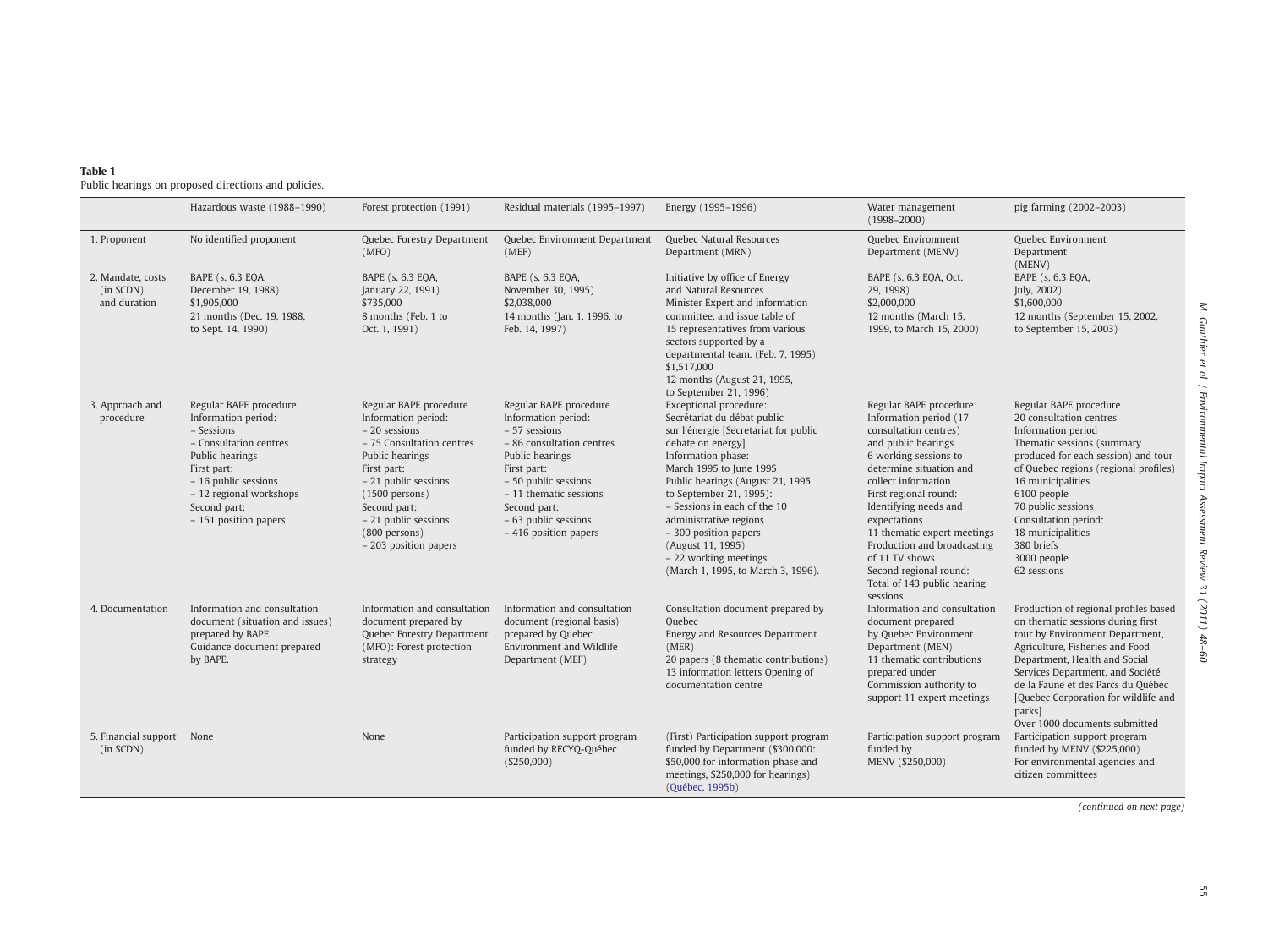**Table 1**
Public hearings on proposed directions and policies.

| | Hazardous waste (1988–1990) | Forest protection (1991) | Residual materials (1995–1997) | Energy (1995–1996) | Water management (1998–2000) | pig farming (2002–2003) |
|---|---|---|---|---|---|---|
| 1. Proponent | No identified proponent | Quebec Forestry Department (MFO) | Quebec Environment Department (MEF) | Quebec Natural Resources Department (MRN) | Quebec Environment Department (MENV) | Quebec Environment Department (MENV) |
| 2. Mandate, costs (in $CDN) and duration | BAPE (s. 6.3 EQA, December 19, 1988) $1,905,000 21 months (Dec. 19, 1988, to Sept. 14, 1990) | BAPE (s. 6.3 EQA, January 22, 1991) $735,000 8 months (Feb. 1 to Oct. 1, 1991) | BAPE (s. 6.3 EQA, November 30, 1995) $2,038,000 14 months (Jan. 1, 1996, to Feb. 14, 1997) | Initiative by office of Energy and Natural Resources Minister Expert and information committee, and issue table of 15 representatives from various sectors supported by a departmental team. (Feb. 7, 1995) $1,517,000 12 months (August 21, 1995, to September 21, 1996) | BAPE (s. 6.3 EQA, Oct. 29, 1998) $2,000,000 12 months (March 15, 1999, to March 15, 2000) | BAPE (s. 6.3 EQA, July, 2002) $1,600,000 12 months (September 15, 2002, to September 15, 2003) |
| 3. Approach and procedure | Regular BAPE procedure Information period: – Sessions – Consultation centres Public hearings First part: – 16 public sessions – 12 regional workshops Second part: – 151 position papers | Regular BAPE procedure Information period: – 20 sessions – 75 Consultation centres Public hearings First part: – 21 public sessions (1500 persons) Second part: – 21 public sessions (800 persons) – 203 position papers | Regular BAPE procedure Information period: – 57 sessions – 86 consultation centres Public hearings First part: – 50 public sessions – 11 thematic sessions Second part: – 63 public sessions – 416 position papers | Exceptional procedure: Secrétariat du débat public sur l'énergie [Secretariat for public debate on energy] Information phase: March 1995 to June 1995 Public hearings (August 21, 1995, to September 21, 1995): – Sessions in each of the 10 administrative regions – 300 position papers (August 11, 1995) – 22 working meetings (March 1, 1995, to March 3, 1996). | Regular BAPE procedure Information period (17 consultation centres) and public hearings 6 working sessions to determine situation and collect information First regional round: Identifying needs and expectations 11 thematic expert meetings Production and broadcasting of 11 TV shows Second regional round: Total of 143 public hearing sessions | Regular BAPE procedure 20 consultation centres Information period Thematic sessions (summary produced for each session) and tour of Quebec regions (regional profiles) 16 municipalities 6100 people 70 public sessions Consultation period: 18 municipalities 380 briefs 3000 people 62 sessions |
| 4. Documentation | Information and consultation document (situation and issues) prepared by BAPE Guidance document prepared by BAPE. | Information and consultation document prepared by Quebec Forestry Department (MFO): Forest protection strategy | Information and consultation document (regional basis) prepared by Quebec Environment and Wildlife Department (MEF) | Consultation document prepared by Quebec Energy and Resources Department (MER) 20 papers (8 thematic contributions) 13 information letters Opening of documentation centre | Information and consultation document prepared by Quebec Environment Department (MEN) 11 thematic contributions prepared under Commission authority to support 11 expert meetings | Production of regional profiles based on thematic sessions during first tour by Environment Department, Agriculture, Fisheries and Food Department, Health and Social Services Department, and Société de la Faune et des Parcs du Québec [Quebec Corporation for wildlife and parks] Over 1000 documents submitted |
| 5. Financial support (in $CDN) | None | None | Participation support program funded by RECYQ-Québec ($250,000) | (First) Participation support program funded by Department ($300,000: $50,000 for information phase and meetings, $250,000 for hearings) (Québec, 1995b) | Participation support program funded by MENV ($250,000) | Participation support program funded by MENV ($225,000) For environmental agencies and citizen committees |

*(continued on next page)*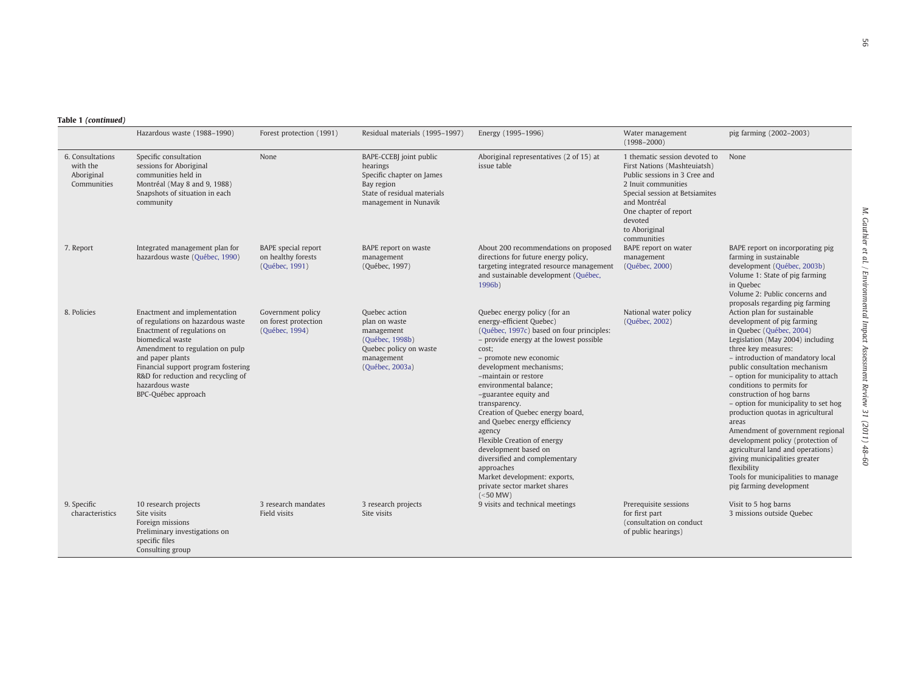**Table 1** *(continued)*

| | Hazardous waste (1988–1990) | Forest protection (1991) | Residual materials (1995–1997) | Energy (1995–1996) | Water management (1998–2000) | pig farming (2002–2003) |
|---|---|---|---|---|---|---|
| 6. Consultations with the Aboriginal Communities | Specific consultation sessions for Aboriginal communities held in Montréal (May 8 and 9, 1988)<br>Snapshots of situation in each community | None | BAPE-CCEBJ joint public hearings<br>Specific chapter on James Bay region<br>State of residual materials management in Nunavik | Aboriginal representatives (2 of 15) at issue table | 1 thematic session devoted to First Nations (Mashteuiatsh)<br>Public sessions in 3 Cree and 2 Inuit communities<br>Special session at Betsiamites and Montréal<br>One chapter of report devoted to Aboriginal communities | None |
| 7. Report | Integrated management plan for hazardous waste (Québec, 1990) | BAPE special report on healthy forests (Québec, 1991) | BAPE report on waste management (Québec, 1997) | About 200 recommendations on proposed directions for future energy policy, targeting integrated resource management and sustainable development (Québec, 1996b) | BAPE report on water management (Québec, 2000) | BAPE report on incorporating pig farming in sustainable development (Québec, 2003b)<br>Volume 1: State of pig farming in Quebec<br>Volume 2: Public concerns and proposals regarding pig farming |
| 8. Policies | Enactment and implementation of regulations on hazardous waste<br>Enactment of regulations on biomedical waste<br>Amendment to regulation on pulp and paper plants<br>Financial support program fostering R&D for reduction and recycling of hazardous waste<br>BPC-Québec approach | Government policy on forest protection (Québec, 1994) | Quebec action plan on waste management (Québec, 1998b)<br>Quebec policy on waste management (Québec, 2003a) | Quebec energy policy (for an energy-efficient Quebec) (Québec, 1997c) based on four principles:<br>– provide energy at the lowest possible cost;<br>– promote new economic development mechanisms;<br>–maintain or restore environmental balance;<br>–guarantee equity and transparency.<br>Creation of Quebec energy board, and Quebec energy efficiency agency<br>Flexible Creation of energy development based on diversified and complementary approaches<br>Market development: exports, private sector market shares (<50 MW) | National water policy (Québec, 2002) | Action plan for sustainable development of pig farming in Quebec (Québec, 2004)<br>Legislation (May 2004) including three key measures:<br>– introduction of mandatory local public consultation mechanism<br>– option for municipality to attach conditions to permits for construction of hog barns<br>– option for municipality to set hog production quotas in agricultural areas<br>Amendment of government regional development policy (protection of agricultural land and operations) giving municipalities greater flexibility<br>Tools for municipalities to manage pig farming development |
| 9. Specific characteristics | 10 research projects<br>Site visits<br>Foreign missions<br>Preliminary investigations on specific files<br>Consulting group | 3 research mandates<br>Field visits | 3 research projects<br>Site visits | 9 visits and technical meetings | Prerequisite sessions for first part (consultation on conduct of public hearings) | Visit to 5 hog barns<br>3 missions outside Quebec |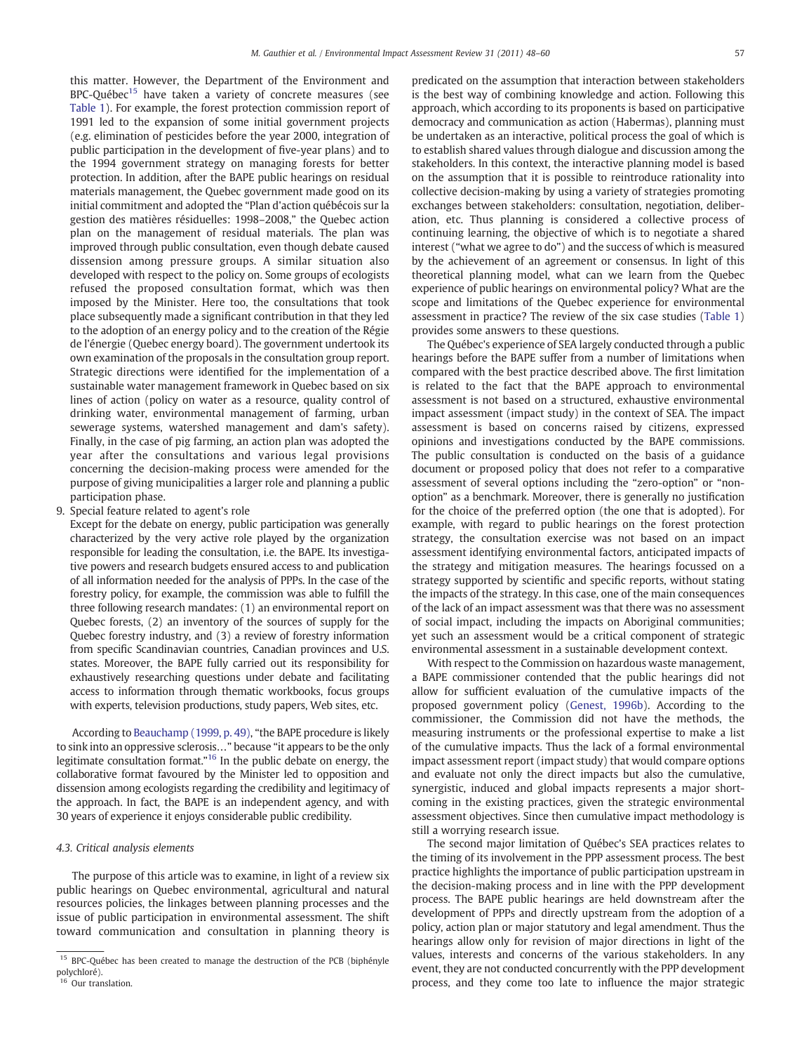this matter. However, the Department of the Environment and BPC-Québec[15] have taken a variety of concrete measures (see Table 1). For example, the forest protection commission report of 1991 led to the expansion of some initial government projects (e.g. elimination of pesticides before the year 2000, integration of public participation in the development of five-year plans) and to the 1994 government strategy on managing forests for better protection. In addition, after the BAPE public hearings on residual materials management, the Quebec government made good on its initial commitment and adopted the "Plan d'action québécois sur la gestion des matières résiduelles: 1998–2008," the Quebec action plan on the management of residual materials. The plan was improved through public consultation, even though debate caused dissension among pressure groups. A similar situation also developed with respect to the policy on. Some groups of ecologists refused the proposed consultation format, which was then imposed by the Minister. Here too, the consultations that took place subsequently made a significant contribution in that they led to the adoption of an energy policy and to the creation of the Régie de l'énergie (Quebec energy board). The government undertook its own examination of the proposals in the consultation group report. Strategic directions were identified for the implementation of a sustainable water management framework in Quebec based on six lines of action (policy on water as a resource, quality control of drinking water, environmental management of farming, urban sewerage systems, watershed management and dam's safety). Finally, in the case of pig farming, an action plan was adopted the year after the consultations and various legal provisions concerning the decision-making process were amended for the purpose of giving municipalities a larger role and planning a public participation phase.

9. Special feature related to agent's role
   Except for the debate on energy, public participation was generally characterized by the very active role played by the organization responsible for leading the consultation, i.e. the BAPE. Its investigative powers and research budgets ensured access to and publication of all information needed for the analysis of PPPs. In the case of the forestry policy, for example, the commission was able to fulfill the three following research mandates: (1) an environmental report on Quebec forests, (2) an inventory of the sources of supply for the Quebec forestry industry, and (3) a review of forestry information from specific Scandinavian countries, Canadian provinces and U.S. states. Moreover, the BAPE fully carried out its responsibility for exhaustively researching questions under debate and facilitating access to information through thematic workbooks, focus groups with experts, television productions, study papers, Web sites, etc.

According to Beauchamp (1999, p. 49), "the BAPE procedure is likely to sink into an oppressive sclerosis…" because "it appears to be the only legitimate consultation format."[16] In the public debate on energy, the collaborative format favoured by the Minister led to opposition and dissension among ecologists regarding the credibility and legitimacy of the approach. In fact, the BAPE is an independent agency, and with 30 years of experience it enjoys considerable public credibility.

### 4.3. Critical analysis elements

The purpose of this article was to examine, in light of a review six public hearings on Quebec environmental, agricultural and natural resources policies, the linkages between planning processes and the issue of public participation in environmental assessment. The shift toward communication and consultation in planning theory is predicated on the assumption that interaction between stakeholders is the best way of combining knowledge and action. Following this approach, which according to its proponents is based on participative democracy and communication as action (Habermas), planning must be undertaken as an interactive, political process the goal of which is to establish shared values through dialogue and discussion among the stakeholders. In this context, the interactive planning model is based on the assumption that it is possible to reintroduce rationality into collective decision-making by using a variety of strategies promoting exchanges between stakeholders: consultation, negotiation, deliberation, etc. Thus planning is considered a collective process of continuing learning, the objective of which is to negotiate a shared interest ("what we agree to do") and the success of which is measured by the achievement of an agreement or consensus. In light of this theoretical planning model, what can we learn from the Quebec experience of public hearings on environmental policy? What are the scope and limitations of the Quebec experience for environmental assessment in practice? The review of the six case studies (Table 1) provides some answers to these questions.

The Québec's experience of SEA largely conducted through a public hearings before the BAPE suffer from a number of limitations when compared with the best practice described above. The first limitation is related to the fact that the BAPE approach to environmental assessment is not based on a structured, exhaustive environmental impact assessment (impact study) in the context of SEA. The impact assessment is based on concerns raised by citizens, expressed opinions and investigations conducted by the BAPE commissions. The public consultation is conducted on the basis of a guidance document or proposed policy that does not refer to a comparative assessment of several options including the "zero-option" or "non-option" as a benchmark. Moreover, there is generally no justification for the choice of the preferred option (the one that is adopted). For example, with regard to public hearings on the forest protection strategy, the consultation exercise was not based on an impact assessment identifying environmental factors, anticipated impacts of the strategy and mitigation measures. The hearings focussed on a strategy supported by scientific and specific reports, without stating the impacts of the strategy. In this case, one of the main consequences of the lack of an impact assessment was that there was no assessment of social impact, including the impacts on Aboriginal communities; yet such an assessment would be a critical component of strategic environmental assessment in a sustainable development context.

With respect to the Commission on hazardous waste management, a BAPE commissioner contended that the public hearings did not allow for sufficient evaluation of the cumulative impacts of the proposed government policy (Genest, 1996b). According to the commissioner, the Commission did not have the methods, the measuring instruments or the professional expertise to make a list of the cumulative impacts. Thus the lack of a formal environmental impact assessment report (impact study) that would compare options and evaluate not only the direct impacts but also the cumulative, synergistic, induced and global impacts represents a major shortcoming in the existing practices, given the strategic environmental assessment objectives. Since then cumulative impact methodology is still a worrying research issue.

The second major limitation of Québec's SEA practices relates to the timing of its involvement in the PPP assessment process. The best practice highlights the importance of public participation upstream in the decision-making process and in line with the PPP development process. The BAPE public hearings are held downstream after the development of PPPs and directly upstream from the adoption of a policy, action plan or major statutory and legal amendment. Thus the hearings allow only for revision of major directions in light of the values, interests and concerns of the various stakeholders. In any event, they are not conducted concurrently with the PPP development process, and they come too late to influence the major strategic

[15] BPC-Québec has been created to manage the destruction of the PCB (biphényle polychloré).

[16] Our translation.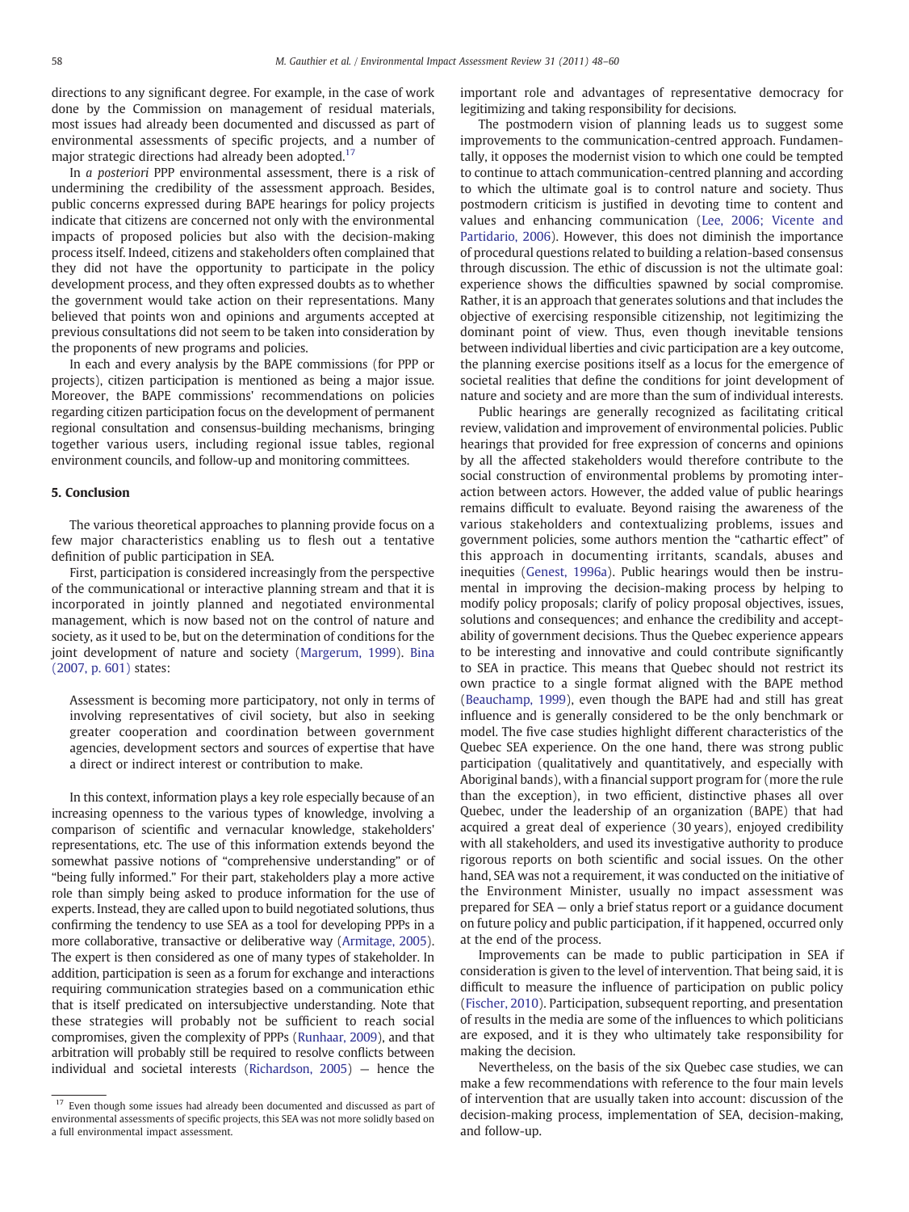directions to any significant degree. For example, in the case of work done by the Commission on management of residual materials, most issues had already been documented and discussed as part of environmental assessments of specific projects, and a number of major strategic directions had already been adopted.[17]

In *a posteriori* PPP environmental assessment, there is a risk of undermining the credibility of the assessment approach. Besides, public concerns expressed during BAPE hearings for policy projects indicate that citizens are concerned not only with the environmental impacts of proposed policies but also with the decision-making process itself. Indeed, citizens and stakeholders often complained that they did not have the opportunity to participate in the policy development process, and they often expressed doubts as to whether the government would take action on their representations. Many believed that points won and opinions and arguments accepted at previous consultations did not seem to be taken into consideration by the proponents of new programs and policies.

In each and every analysis by the BAPE commissions (for PPP or projects), citizen participation is mentioned as being a major issue. Moreover, the BAPE commissions' recommendations on policies regarding citizen participation focus on the development of permanent regional consultation and consensus-building mechanisms, bringing together various users, including regional issue tables, regional environment councils, and follow-up and monitoring committees.

## 5. Conclusion

The various theoretical approaches to planning provide focus on a few major characteristics enabling us to flesh out a tentative definition of public participation in SEA.

First, participation is considered increasingly from the perspective of the communicational or interactive planning stream and that it is incorporated in jointly planned and negotiated environmental management, which is now based not on the control of nature and society, as it used to be, but on the determination of conditions for the joint development of nature and society (Margerum, 1999). Bina (2007, p. 601) states:

> Assessment is becoming more participatory, not only in terms of involving representatives of civil society, but also in seeking greater cooperation and coordination between government agencies, development sectors and sources of expertise that have a direct or indirect interest or contribution to make.

In this context, information plays a key role especially because of an increasing openness to the various types of knowledge, involving a comparison of scientific and vernacular knowledge, stakeholders' representations, etc. The use of this information extends beyond the somewhat passive notions of "comprehensive understanding" or of "being fully informed." For their part, stakeholders play a more active role than simply being asked to produce information for the use of experts. Instead, they are called upon to build negotiated solutions, thus confirming the tendency to use SEA as a tool for developing PPPs in a more collaborative, transactive or deliberative way (Armitage, 2005). The expert is then considered as one of many types of stakeholder. In addition, participation is seen as a forum for exchange and interactions requiring communication strategies based on a communication ethic that is itself predicated on intersubjective understanding. Note that these strategies will probably not be sufficient to reach social compromises, given the complexity of PPPs (Runhaar, 2009), and that arbitration will probably still be required to resolve conflicts between individual and societal interests (Richardson, 2005) — hence the important role and advantages of representative democracy for legitimizing and taking responsibility for decisions.

The postmodern vision of planning leads us to suggest some improvements to the communication-centred approach. Fundamentally, it opposes the modernist vision to which one could be tempted to continue to attach communication-centred planning and according to which the ultimate goal is to control nature and society. Thus postmodern criticism is justified in devoting time to content and values and enhancing communication (Lee, 2006; Vicente and Partidario, 2006). However, this does not diminish the importance of procedural questions related to building a relation-based consensus through discussion. The ethic of discussion is not the ultimate goal: experience shows the difficulties spawned by social compromise. Rather, it is an approach that generates solutions and that includes the objective of exercising responsible citizenship, not legitimizing the dominant point of view. Thus, even though inevitable tensions between individual liberties and civic participation are a key outcome, the planning exercise positions itself as a locus for the emergence of societal realities that define the conditions for joint development of nature and society and are more than the sum of individual interests.

Public hearings are generally recognized as facilitating critical review, validation and improvement of environmental policies. Public hearings that provided for free expression of concerns and opinions by all the affected stakeholders would therefore contribute to the social construction of environmental problems by promoting interaction between actors. However, the added value of public hearings remains difficult to evaluate. Beyond raising the awareness of the various stakeholders and contextualizing problems, issues and government policies, some authors mention the "cathartic effect" of this approach in documenting irritants, scandals, abuses and inequities (Genest, 1996a). Public hearings would then be instrumental in improving the decision-making process by helping to modify policy proposals; clarify of policy proposal objectives, issues, solutions and consequences; and enhance the credibility and acceptability of government decisions. Thus the Quebec experience appears to be interesting and innovative and could contribute significantly to SEA in practice. This means that Quebec should not restrict its own practice to a single format aligned with the BAPE method (Beauchamp, 1999), even though the BAPE had and still has great influence and is generally considered to be the only benchmark or model. The five case studies highlight different characteristics of the Quebec SEA experience. On the one hand, there was strong public participation (qualitatively and quantitatively, and especially with Aboriginal bands), with a financial support program for (more the rule than the exception), in two efficient, distinctive phases all over Quebec, under the leadership of an organization (BAPE) that had acquired a great deal of experience (30 years), enjoyed credibility with all stakeholders, and used its investigative authority to produce rigorous reports on both scientific and social issues. On the other hand, SEA was not a requirement, it was conducted on the initiative of the Environment Minister, usually no impact assessment was prepared for SEA — only a brief status report or a guidance document on future policy and public participation, if it happened, occurred only at the end of the process.

Improvements can be made to public participation in SEA if consideration is given to the level of intervention. That being said, it is difficult to measure the influence of participation on public policy (Fischer, 2010). Participation, subsequent reporting, and presentation of results in the media are some of the influences to which politicians are exposed, and it is they who ultimately take responsibility for making the decision.

Nevertheless, on the basis of the six Quebec case studies, we can make a few recommendations with reference to the four main levels of intervention that are usually taken into account: discussion of the decision-making process, implementation of SEA, decision-making, and follow-up.

[17] Even though some issues had already been documented and discussed as part of environmental assessments of specific projects, this SEA was not more solidly based on a full environmental impact assessment.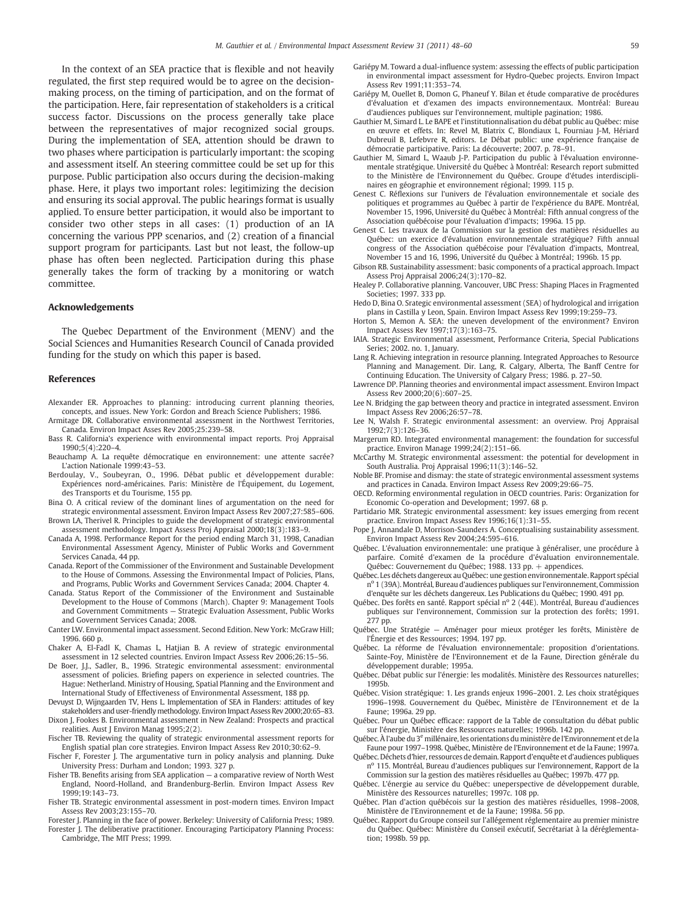In the context of an SEA practice that is flexible and not heavily regulated, the first step required would be to agree on the decision-making process, on the timing of participation, and on the format of the participation. Here, fair representation of stakeholders is a critical success factor. Discussions on the process generally take place between the representatives of major recognized social groups. During the implementation of SEA, attention should be drawn to two phases where participation is particularly important: the scoping and assessment itself. An steering committee could be set up for this purpose. Public participation also occurs during the decision-making phase. Here, it plays two important roles: legitimizing the decision and ensuring its social approval. The public hearings format is usually applied. To ensure better participation, it would also be important to consider two other steps in all cases: (1) production of an IA concerning the various PPP scenarios, and (2) creation of a financial support program for participants. Last but not least, the follow-up phase has often been neglected. Participation during this phase generally takes the form of tracking by a monitoring or watch committee.

## Acknowledgements

The Quebec Department of the Environment (MENV) and the Social Sciences and Humanities Research Council of Canada provided funding for the study on which this paper is based.

## References

Alexander ER. Approaches to planning: introducing current planning theories, concepts, and issues. New York: Gordon and Breach Science Publishers; 1986.

Armitage DR. Collaborative environmental assessment in the Northwest Territories, Canada. Environ Impact Asses Rev 2005;25:239–58.

Bass R. California's experience with environmental impact reports. Proj Appraisal 1990;5(4):220–4.

Beauchamp A. La requête démocratique en environnement: une attente sacrée? L'action Nationale 1999:43–53.

Berdoulay, V., Soubeyran, O., 1996. Débat public et développement durable: Expériences nord-américaines. Paris: Ministère de l'Équipement, du Logement, des Transports et du Tourisme, 155 pp.

Bina O. A critical review of the dominant lines of argumentation on the need for strategic environmental assessment. Environ Impact Assess Rev 2007;27:585–606.

Brown LA, Therivel R. Principles to guide the development of strategic environmental assessment methodology. Impact Assess Proj Appraisal 2000;18(3):183–9.

Canada A, 1998. Performance Report for the period ending March 31, 1998, Canadian Environmental Assessment Agency, Minister of Public Works and Government Services Canada, 44 pp.

Canada. Report of the Commissioner of the Environment and Sustainable Development to the House of Commons. Assessing the Environmental Impact of Policies, Plans, and Programs, Public Works and Government Services Canada; 2004. Chapter 4.

Canada. Status Report of the Commissioner of the Environment and Sustainable Development to the House of Commons (March). Chapter 9: Management Tools and Government Commitments — Strategic Evaluation Assessment, Public Works and Government Services Canada; 2008.

Canter LW. Environmental impact assessment. Second Edition. New York: McGraw Hill; 1996. 660 p.

Chaker A, El-Fadl K, Chamas L, Hatjian B. A review of strategic environmental assessment in 12 selected countries. Environ Impact Assess Rev 2006;26:15–56.

De Boer, J.J., Sadler, B., 1996. Strategic environmental assessment: environmental assessment of policies. Briefing papers on experience in selected countries. The Hague: Netherland. Ministry of Housing, Spatial Planning and the Environment and International Study of Effectiveness of Environmental Assessment, 188 pp.

Devuyst D, Wijngaarden TV, Hens L. Implementation of SEA in Flanders: attitudes of key stakeholders and user-friendly methodology. Environ Impact Assess Rev 2000;20:65–83.

Dixon J, Fookes B. Environmental assessment in New Zealand: Prospects and practical realities. Aust J Environ Manag 1995;2(2).

Fischer TB. Reviewing the quality of strategic environmental assessment reports for English spatial plan core strategies. Environ Impact Assess Rev 2010;30:62–9.

Fischer F, Forester J. The argumentative turn in policy analysis and planning. Duke University Press: Durham and London; 1993. 327 p.

Fisher TB. Benefits arising from SEA application — a comparative review of North West England, Noord-Holland, and Brandenburg-Berlin. Environ Impact Assess Rev 1999;19:143–73.

Fisher TB. Strategic environmental assessment in post-modern times. Environ Impact Assess Rev 2003;23:155–70.

Forester J. Planning in the face of power. Berkeley: University of California Press; 1989.

Forester J. The deliberative practitioner. Encouraging Participatory Planning Process: Cambridge, The MIT Press; 1999.

Gariépy M. Toward a dual-influence system: assessing the effects of public participation in environmental impact assessment for Hydro-Quebec projects. Environ Impact Assess Rev 1991;11:353–74.

Gariépy M, Ouellet B, Domon G, Phaneuf Y. Bilan et étude comparative de procédures d'évaluation et d'examen des impacts environnementaux. Montréal: Bureau d'audiences publiques sur l'environnement, multiple pagination; 1986.

Gauthier M, Simard L. Le BAPE et l'institutionnalisation du débat public au Québec: mise en œuvre et effets. In: Revel M, Blatrix C, Blondiaux L, Fourniau J-M, Hériard Dubreuil B, Lefebvre R, editors. Le Débat public: une expérience française de démocratie participative. Paris: La découverte; 2007. p. 78–91.

Gauthier M, Simard L, Waaub J-P. Participation du public à l'évaluation environnementale stratégique. Université du Québec à Montréal: Research report submitted to the Ministère de l'Environnement du Québec. Groupe d'études interdisciplinaires en géographie et environnement régional; 1999. 115 p.

Genest C. Réflexions sur l'univers de l'évaluation environnementale et sociale des politiques et programmes au Québec à partir de l'expérience du BAPE. Montréal, November 15, 1996, Université du Québec à Montréal: Fifth annual congress of the Association québécoise pour l'évaluation d'impacts; 1996a. 15 pp.

Genest C. Les travaux de la Commission sur la gestion des matières résiduelles au Québec: un exercice d'évaluation environnementale stratégique? Fifth annual congress of the Association québécoise pour l'évaluation d'impacts, Montreal, November 15 and 16, 1996, Université du Québec à Montréal; 1996b. 15 pp.

Gibson RB. Sustainability assessment: basic components of a practical approach. Impact Assess Proj Appraisal 2006;24(3):170–82.

Healey P. Collaborative planning. Vancouver, UBC Press: Shaping Places in Fragmented Societies; 1997. 333 pp.

Hedo D, Bina O. Srategic environmental assessment (SEA) of hydrological and irrigation plans in Castilla y Leon, Spain. Environ Impact Assess Rev 1999;19:259–73.

Horton S, Memon A. SEA: the uneven development of the environment? Environ Impact Assess Rev 1997;17(3):163–75.

IAIA. Strategic Environmental assessment, Performance Criteria, Special Publications Series; 2002. no. 1, January.

Lang R. Achieving integration in resource planning. Integrated Approaches to Resource Planning and Management. Dir. Lang, R. Calgary, Alberta, The Banff Centre for Continuing Education. The University of Calgary Press; 1986. p. 27–50.

Lawrence DP. Planning theories and environmental impact assessment. Environ Impact Assess Rev 2000;20(6):607–25.

Lee N. Bridging the gap between theory and practice in integrated assessment. Environ Impact Assess Rev 2006;26:57–78.

Lee N, Walsh F. Strategic environmental assessment: an overview. Proj Appraisal 1992;7(3):126–36.

Margerum RD. Integrated environmental management: the foundation for successful practice. Environ Manage 1999;24(2):151–66.

McCarthy M. Strategic environmental assessment: the potential for development in South Australia. Proj Appraisal 1996;11(3):146–52.

Noble BF. Promise and dismay: the state of strategic environmental assessment systems and practices in Canada. Environ Impact Assess Rev 2009;29:66–75.

OECD. Reforming environmental regulation in OECD countries. Paris: Organization for Economic Co-operation and Development; 1997. 68 p.

Partidario MR. Strategic environmental assessment: key issues emerging from recent practice. Environ Impact Assess Rev 1996;16(1):31–55.

Pope J, Annandale D, Morrison-Saunders A. Conceptualising sustainability assessment. Environ Impact Assess Rev 2004;24:595–616.

Québec. L'évaluation environnementale: une pratique à généraliser, une procédure à parfaire. Comité d'examen de la procédure d'évaluation environnementale. Québec: Gouvernement du Québec; 1988. 133 pp. + appendices.

Québec. Les déchets dangereux au Québec: une gestion environnementale. Rapport spécial nº 1 (39A). Montréal, Bureau d'audiences publiques sur l'environnement, Commission d'enquête sur les déchets dangereux. Les Publications du Québec; 1990. 491 pp.

Québec. Des forêts en santé. Rapport spécial nº 2 (44E). Montréal, Bureau d'audiences publiques sur l'environnement, Commission sur la protection des forêts; 1991. 277 pp.

Québec. Une Stratégie — Aménager pour mieux protéger les forêts, Ministère de l'Énergie et des Ressources; 1994. 197 pp.

Québec. La réforme de l'évaluation environnementale: proposition d'orientations. Sainte-Foy, Ministère de l'Environnement et de la Faune, Direction générale du développement durable; 1995a.

Québec. Débat public sur l'énergie: les modalités. Ministère des Ressources naturelles; 1995b.

Québec. Vision stratégique: 1. Les grands enjeux 1996–2001. 2. Les choix stratégiques 1996–1998. Gouvernement du Québec, Ministère de l'Environnement et de la Faune; 1996a. 29 pp.

Québec. Pour un Québec efficace: rapport de la Table de consultation du débat public sur l'énergie, Ministère des Ressources naturelles; 1996b. 142 pp.

Québec. À l'aube du 3e millénaire, les orientations du ministère de l'Environnement et de la Faune pour 1997–1998. Québec, Ministère de l'Environnement et de la Faune; 1997a.

Québec. Déchets d'hier, ressources de demain. Rapport d'enquête et d'audiences publiques nº 115. Montréal, Bureau d'audiences publiques sur l'environnement, Rapport de la Commission sur la gestion des matières résiduelles au Québec; 1997b. 477 pp.

Québec. L'énergie au service du Québec: uneperspective de développement durable, Ministère des Ressources naturelles; 1997c. 108 pp.

Québec. Plan d'action québécois sur la gestion des matières résiduelles, 1998–2008, Ministère de l'Environnement et de la Faune; 1998a. 56 pp.

Québec. Rapport du Groupe conseil sur l'allégement réglementaire au premier ministre du Québec. Québec: Ministère du Conseil exécutif, Secrétariat à la déréglementation; 1998b. 59 pp.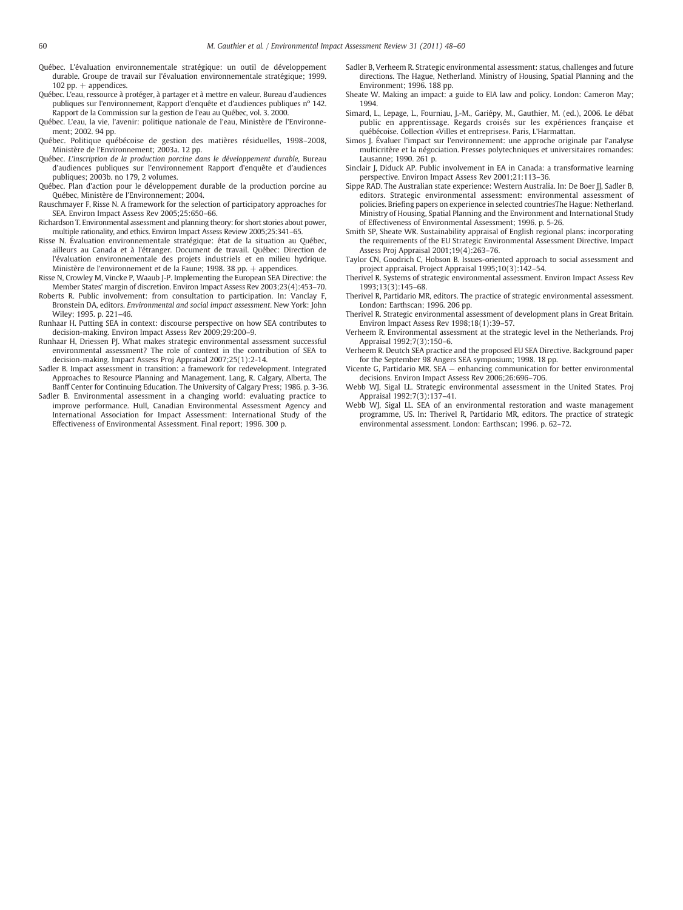Québec. L'évaluation environnementale stratégique: un outil de développement durable. Groupe de travail sur l'évaluation environnementale stratégique; 1999. 102 pp. + appendices.

Québec. L'eau, ressource à protéger, à partager et à mettre en valeur. Bureau d'audiences publiques sur l'environnement, Rapport d'enquête et d'audiences publiques n° 142. Rapport de la Commission sur la gestion de l'eau au Québec, vol. 3. 2000.

Québec. L'eau, la vie, l'avenir: politique nationale de l'eau, Ministère de l'Environnement; 2002. 94 pp.

Québec. Politique québécoise de gestion des matières résiduelles, 1998–2008, Ministère de l'Environnement; 2003a. 12 pp.

Québec. *L'inscription de la production porcine dans le développement durable*, Bureau d'audiences publiques sur l'environnement Rapport d'enquête et d'audiences publiques; 2003b. no 179, 2 volumes.

Québec. Plan d'action pour le développement durable de la production porcine au Québec, Ministère de l'Environnement; 2004.

Rauschmayer F, Risse N. A framework for the selection of participatory approaches for SEA. Environ Impact Assess Rev 2005;25:650–66.

Richardson T. Environmental assessment and planning theory: for short stories about power, multiple rationality, and ethics. Environ Impact Assess Review 2005;25:341–65.

Risse N. Évaluation environnementale stratégique: état de la situation au Québec, ailleurs au Canada et à l'étranger. Document de travail. Québec: Direction de l'évaluation environnementale des projets industriels et en milieu hydrique. Ministère de l'environnement et de la Faune; 1998. 38 pp. + appendices.

Risse N, Crowley M, Vincke P, Waaub J-P. Implementing the European SEA Directive: the Member States' margin of discretion. Environ Impact Assess Rev 2003;23(4):453–70.

Roberts R. Public involvement: from consultation to participation. In: Vanclay F, Bronstein DA, editors. *Environmental and social impact assessment*. New York: John Wiley; 1995. p. 221–46.

Runhaar H. Putting SEA in context: discourse perspective on how SEA contributes to decision-making. Environ Impact Assess Rev 2009;29:200–9.

Runhaar H, Driessen PJ. What makes strategic environmental assessment successful environmental assessment? The role of context in the contribution of SEA to decision-making. Impact Assess Proj Appraisal 2007;25(1):2-14.

Sadler B. Impact assessment in transition: a framework for redevelopment. Integrated Approaches to Resource Planning and Management. Lang, R. Calgary, Alberta, The Banff Center for Continuing Education. The University of Calgary Press; 1986. p. 3-36.

Sadler B. Environmental assessment in a changing world: evaluating practice to improve performance. Hull, Canadian Environmental Assessment Agency and International Association for Impact Assessment: International Study of the Effectiveness of Environmental Assessment. Final report; 1996. 300 p.

Sadler B, Verheem R. Strategic environmental assessment: status, challenges and future directions. The Hague, Netherland. Ministry of Housing, Spatial Planning and the Environment; 1996. 188 pp.

Sheate W. Making an impact: a guide to EIA law and policy. London: Cameron May; 1994.

Simard, L., Lepage, L., Fourniau, J.-M., Gariépy, M., Gauthier, M. (ed.), 2006. Le débat public en apprentissage. Regards croisés sur les expériences française et québécoise. Collection «Villes et entreprises». Paris, L'Harmattan.

Simos J. Évaluer l'impact sur l'environnement: une approche originale par l'analyse multicritère et la négociation. Presses polytechniques et universitaires romandes: Lausanne; 1990. 261 p.

Sinclair J, Diduck AP. Public involvement in EA in Canada: a transformative learning perspective. Environ Impact Assess Rev 2001;21:113–36.

Sippe RAD. The Australian state experience: Western Australia. In: De Boer JJ, Sadler B, editors. Strategic environmental assessment: environmental assessment of policies. Briefing papers on experience in selected countriesThe Hague: Netherland. Ministry of Housing, Spatial Planning and the Environment and International Study of Effectiveness of Environmental Assessment; 1996. p. 5-26.

Smith SP, Sheate WR. Sustainability appraisal of English regional plans: incorporating the requirements of the EU Strategic Environmental Assessment Directive. Impact Assess Proj Appraisal 2001;19(4):263–76.

Taylor CN, Goodrich C, Hobson B. Issues-oriented approach to social assessment and project appraisal. Project Appraisal 1995;10(3):142–54.

Therivel R. Systems of strategic environmental assessment. Environ Impact Assess Rev 1993;13(3):145–68.

Therivel R, Partidario MR, editors. The practice of strategic environmental assessment. London: Earthscan; 1996. 206 pp.

Therivel R. Strategic environmental assessment of development plans in Great Britain. Environ Impact Assess Rev 1998;18(1):39–57.

Verheem R. Environmental assessment at the strategic level in the Netherlands. Proj Appraisal 1992;7(3):150–6.

Verheem R. Deutch SEA practice and the proposed EU SEA Directive. Background paper for the September 98 Angers SEA symposium; 1998. 18 pp.

Vicente G, Partidario MR. SEA — enhancing communication for better environmental decisions. Environ Impact Assess Rev 2006;26:696–706.

Webb WJ, Sigal LL. Strategic environmental assessment in the United States. Proj Appraisal 1992;7(3):137–41.

Webb WJ, Sigal LL. SEA of an environmental restoration and waste management programme, US. In: Therivel R, Partidario MR, editors. The practice of strategic environmental assessment. London: Earthscan; 1996. p. 62–72.